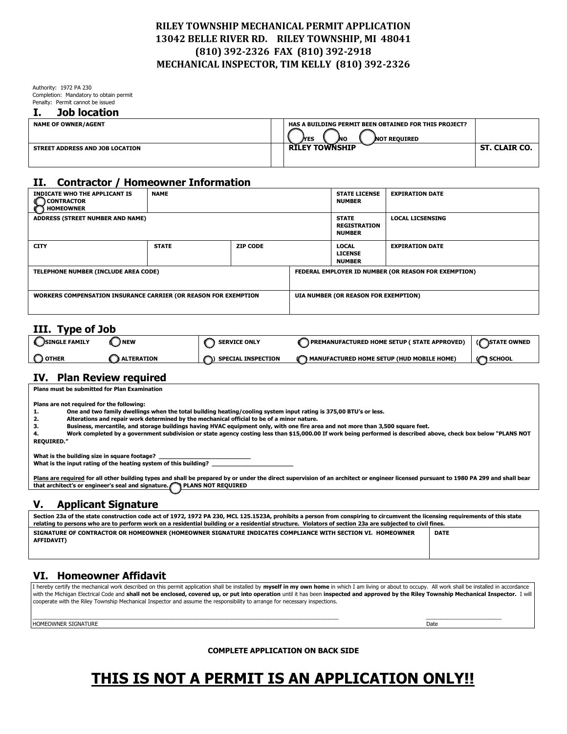# RILEY TOWNSHIP MECHANICAL PERMIT APPLICATION
# 13042 BELLE RIVER RD. RILEY TOWNSHIP, MI 48041
# (810) 392-2326 FAX (810) 392-2918
# MECHANICAL INSPECTOR, TIM KELLY (810) 392-2326

Authority: 1972 PA 230
Completion: Mandatory to obtain permit
Penalty: Permit cannot be issued

## I. Job location

| | | |
|---|---|---|
| **NAME OF OWNER/AGENT** | **HAS A BUILDING PERMIT BEEN OBTAINED FOR THIS PROJECT?** ◯ YES ◯ NO ◯ NOT REQUIRED | |
| **STREET ADDRESS AND JOB LOCATION** | **RILEY TOWNSHIP** | **ST. CLAIR CO.** |

## II. Contractor / Homeowner Information

| | | | | |
|---|---|---|---|---|
| **INDICATE WHO THE APPLICANT IS** ◯ **CONTRACTOR** ◯ **HOMEOWNER** | **NAME** | | **STATE LICENSE NUMBER** | **EXPIRATION DATE** |
| **ADDRESS (STREET NUMBER AND NAME)** | | | **STATE REGISTRATION NUMBER** | **LOCAL LICSENSING** |
| **CITY** | **STATE** | **ZIP CODE** | **LOCAL LICENSE NUMBER** | **EXPIRATION DATE** |
| **TELEPHONE NUMBER (INCLUDE AREA CODE)** | | | **FEDERAL EMPLOYER ID NUMBER (OR REASON FOR EXEMPTION)** | |
| **WORKERS COMPENSATION INSURANCE CARRIER (OR REASON FOR EXEMPTION** | | | **UIA NUMBER (OR REASON FOR EXEMPTION)** | |

## III. Type of Job

| | | | | |
|---|---|---|---|---|
| ◯ **SINGLE FAMILY** | ◯ **NEW** | ◯ **SERVICE ONLY** | ◯ **PREMANUFACTURED HOME SETUP ( STATE APPROVED)** | ◯ **STATE OWNED** |
| ◯ **OTHER** | ◯ **ALTERATION** | ◯ **SPECIAL INSPECTION** | ◯ **MANUFACTURED HOME SETUP (HUD MOBILE HOME)** | ◯ **SCHOOL** |

## IV. Plan Review required

**Plans must be submitted for Plan Examination**

**Plans are not required for the following:**

1. **One and two family dwellings when the total building heating/cooling system input rating is 375,00 BTU's or less.**
2. **Alterations and repair work determined by the mechanical official to be of a minor nature.**
3. **Business, mercantile, and storage buildings having HVAC equipment only, with one fire area and not more than 3,500 square feet.**
4. **Work completed by a government subdivision or state agency costing less than $15,000.00 If work being performed is described above, check box below "PLANS NOT REQUIRED."**

**What is the building size in square footage?** ___________________________
**What is the input rating of the heating system of this building?** ________________________

**Plans are required for all other building types and shall be prepared by or under the direct supervision of an architect or engineer licensed pursuant to 1980 PA 299 and shall bear that architect's or engineer's seal and signature.** ◯ **PLANS NOT REQUIRED**

## V. Applicant Signature

**Section 23a of the state construction code act of 1972, 1972 PA 230, MCL 125.1523A, prohibits a person from conspiring to circumvent the licensing requirements of this state relating to persons who are to perform work on a residential building or a residential structure. Violators of section 23a are subjected to civil fines.**

| | |
|---|---|
| **SIGNATURE OF CONTRACTOR OR HOMEOWNER (HOMEOWNER SIGNATURE INDICATES COMPLIANCE WITH SECTION VI. HOMEOWNER AFFIDAVIT)** | **DATE** |

## VI. Homeowner Affidavit

I hereby certify the mechanical work described on this permit application shall be installed by **myself in my own home** in which I am living or about to occupy. All work shall be installed in accordance with the Michigan Electrical Code and **shall not be enclosed, covered up, or put into operation** until it has been **inspected and approved by the Riley Township Mechanical Inspector.** I will cooperate with the Riley Township Mechanical Inspector and assume the responsibility to arrange for necessary inspections.

_______________________________________________ _______________________
HOMEOWNER SIGNATURE Date

**COMPLETE APPLICATION ON BACK SIDE**

# THIS IS NOT A PERMIT IS AN APPLICATION ONLY!!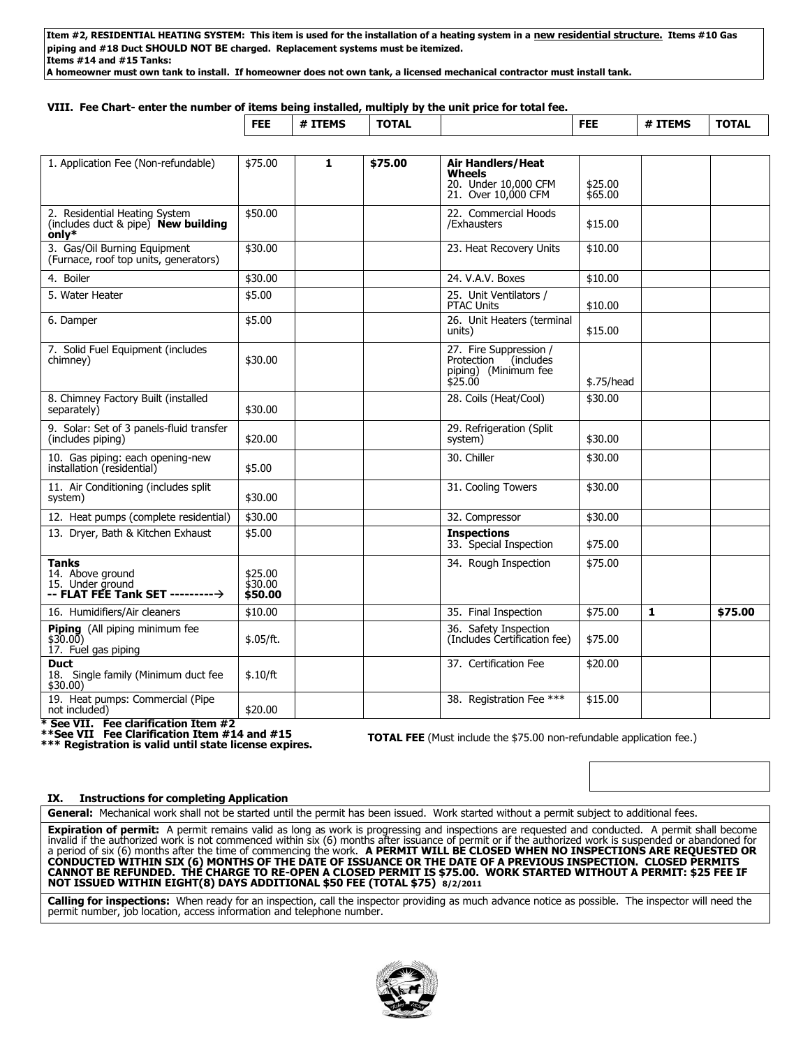**Item #2, RESIDENTIAL HEATING SYSTEM: This item is used for the installation of a heating system in a new residential structure. Items #10 Gas piping and #18 Duct SHOULD NOT BE charged. Replacement systems must be itemized.**
**Items #14 and #15 Tanks:**
**A homeowner must own tank to install. If homeowner does not own tank, a licensed mechanical contractor must install tank.**

### VIII. Fee Chart- enter the number of items being installed, multiply by the unit price for total fee.

| | FEE | # ITEMS | TOTAL | | FEE | # ITEMS | TOTAL |
|---|---|---|---|---|---|---|---|
| 1. Application Fee (Non-refundable) | $75.00 | **1** | **$75.00** | **Air Handlers/Heat Wheels** 20. Under 10,000 CFM 21. Over 10,000 CFM | $25.00 $65.00 | | |
| 2. Residential Heating System (includes duct & pipe) **New building only*** | $50.00 | | | 22. Commercial Hoods /Exhausters | $15.00 | | |
| 3. Gas/Oil Burning Equipment (Furnace, roof top units, generators) | $30.00 | | | 23. Heat Recovery Units | $10.00 | | |
| 4. Boiler | $30.00 | | | 24. V.A.V. Boxes | $10.00 | | |
| 5. Water Heater | $5.00 | | | 25. Unit Ventilators / PTAC Units | $10.00 | | |
| 6. Damper | $5.00 | | | 26. Unit Heaters (terminal units) | $15.00 | | |
| 7. Solid Fuel Equipment (includes chimney) | $30.00 | | | 27. Fire Suppression / Protection (includes piping) (Minimum fee $25.00 | $.75/head | | |
| 8. Chimney Factory Built (installed separately) | $30.00 | | | 28. Coils (Heat/Cool) | $30.00 | | |
| 9. Solar: Set of 3 panels-fluid transfer (includes piping) | $20.00 | | | 29. Refrigeration (Split system) | $30.00 | | |
| 10. Gas piping: each opening-new installation (residential) | $5.00 | | | 30. Chiller | $30.00 | | |
| 11. Air Conditioning (includes split system) | $30.00 | | | 31. Cooling Towers | $30.00 | | |
| 12. Heat pumps (complete residential) | $30.00 | | | 32. Compressor | $30.00 | | |
| 13. Dryer, Bath & Kitchen Exhaust | $5.00 | | | **Inspections** 33. Special Inspection | $75.00 | | |
| **Tanks** 14. Above ground 15. Under ground **-- FLAT FEE Tank SET ---------→** | $25.00 $30.00 **$50.00** | | | 34. Rough Inspection | $75.00 | | |
| 16. Humidifiers/Air cleaners | $10.00 | | | 35. Final Inspection | $75.00 | **1** | **$75.00** |
| **Piping** (All piping minimum fee $30.00) 17. Fuel gas piping | $.05/ft. | | | 36. Safety Inspection (Includes Certification fee) | $75.00 | | |
| **Duct** 18. Single family (Minimum duct fee $30.00) | $.10/ft | | | 37. Certification Fee | $20.00 | | |
| 19. Heat pumps: Commercial (Pipe not included) | $20.00 | | | 38. Registration Fee *** | $15.00 | | |

**\* See VII. Fee clarification Item #2**
**\*\*See VII Fee Clarification Item #14 and #15**
**\*\*\* Registration is valid until state license expires.**

**TOTAL FEE** (Must include the $75.00 non-refundable application fee.)

### IX. Instructions for completing Application

**General:** Mechanical work shall not be started until the permit has been issued. Work started without a permit subject to additional fees.

**Expiration of permit:** A permit remains valid as long as work is progressing and inspections are requested and conducted. A permit shall become invalid if the authorized work is not commenced within six (6) months after issuance of permit or if the authorized work is suspended or abandoned for a period of six (6) months after the time of commencing the work. **A PERMIT WILL BE CLOSED WHEN NO INSPECTIONS ARE REQUESTED OR CONDUCTED WITHIN SIX (6) MONTHS OF THE DATE OF ISSUANCE OR THE DATE OF A PREVIOUS INSPECTION. CLOSED PERMITS CANNOT BE REFUNDED. THE CHARGE TO RE-OPEN A CLOSED PERMIT IS $75.00. WORK STARTED WITHOUT A PERMIT: $25 FEE IF NOT ISSUED WITHIN EIGHT(8) DAYS ADDITIONAL $50 FEE (TOTAL $75) 8/2/2011**

**Calling for inspections:** When ready for an inspection, call the inspector providing as much advance notice as possible. The inspector will need the permit number, job location, access information and telephone number.